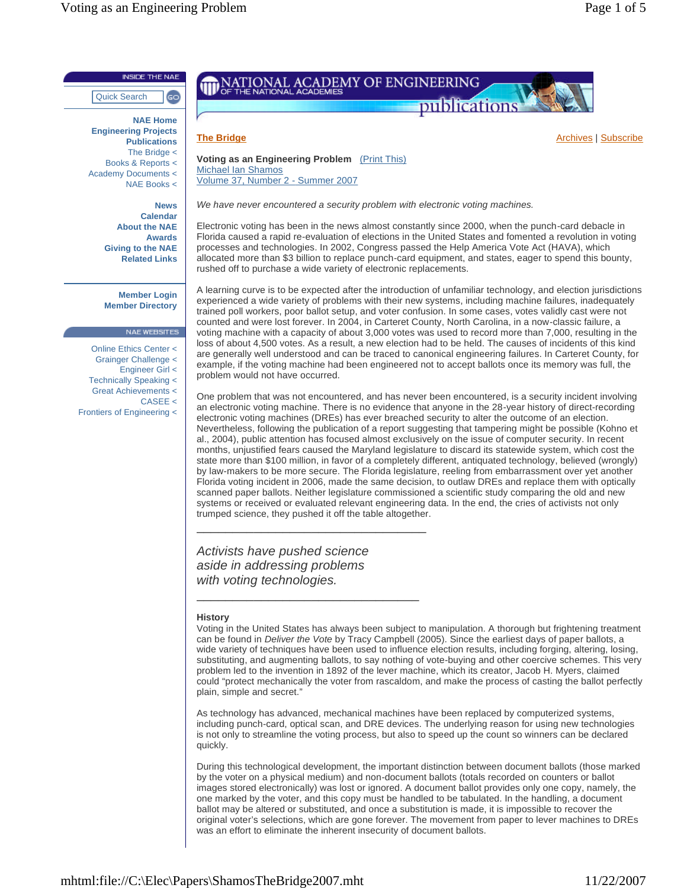**The Bridge**

Archives | Subscribe

**Voting as an Engineering Problem** (Print This)
Michael Ian Shamos
Volume 37, Number 2 - Summer 2007

*We have never encountered a security problem with electronic voting machines.*

Electronic voting has been in the news almost constantly since 2000, when the punch-card debacle in Florida caused a rapid re-evaluation of elections in the United States and fomented a revolution in voting processes and technologies. In 2002, Congress passed the Help America Vote Act (HAVA), which allocated more than $3 billion to replace punch-card equipment, and states, eager to spend this bounty, rushed off to purchase a wide variety of electronic replacements.

A learning curve is to be expected after the introduction of unfamiliar technology, and election jurisdictions experienced a wide variety of problems with their new systems, including machine failures, inadequately trained poll workers, poor ballot setup, and voter confusion. In some cases, votes validly cast were not counted and were lost forever. In 2004, in Carteret County, North Carolina, in a now-classic failure, a voting machine with a capacity of about 3,000 votes was used to record more than 7,000, resulting in the loss of about 4,500 votes. As a result, a new election had to be held. The causes of incidents of this kind are generally well understood and can be traced to canonical engineering failures. In Carteret County, for example, if the voting machine had been engineered not to accept ballots once its memory was full, the problem would not have occurred.

One problem that was not encountered, and has never been encountered, is a security incident involving an electronic voting machine. There is no evidence that anyone in the 28-year history of direct-recording electronic voting machines (DREs) has ever breached security to alter the outcome of an election. Nevertheless, following the publication of a report suggesting that tampering might be possible (Kohno et al., 2004), public attention has focused almost exclusively on the issue of computer security. In recent months, unjustified fears caused the Maryland legislature to discard its statewide system, which cost the state more than $100 million, in favor of a completely different, antiquated technology, believed (wrongly) by law-makers to be more secure. The Florida legislature, reeling from embarrassment over yet another Florida voting incident in 2006, made the same decision, to outlaw DREs and replace them with optically scanned paper ballots. Neither legislature commissioned a scientific study comparing the old and new systems or received or evaluated relevant engineering data. In the end, the cries of activists not only trumped science, they pushed it off the table altogether.

---

*Activists have pushed science aside in addressing problems with voting technologies.*

---

**History**

Voting in the United States has always been subject to manipulation. A thorough but frightening treatment can be found in *Deliver the Vote* by Tracy Campbell (2005). Since the earliest days of paper ballots, a wide variety of techniques have been used to influence election results, including forging, altering, losing, substituting, and augmenting ballots, to say nothing of vote-buying and other coercive schemes. This very problem led to the invention in 1892 of the lever machine, which its creator, Jacob H. Myers, claimed could "protect mechanically the voter from rascaldom, and make the process of casting the ballot perfectly plain, simple and secret."

As technology has advanced, mechanical machines have been replaced by computerized systems, including punch-card, optical scan, and DRE devices. The underlying reason for using new technologies is not only to streamline the voting process, but also to speed up the count so winners can be declared quickly.

During this technological development, the important distinction between document ballots (those marked by the voter on a physical medium) and non-document ballots (totals recorded on counters or ballot images stored electronically) was lost or ignored. A document ballot provides only one copy, namely, the one marked by the voter, and this copy must be handled to be tabulated. In the handling, a document ballot may be altered or substituted, and once a substitution is made, it is impossible to recover the original voter's selections, which are gone forever. The movement from paper to lever machines to DREs was an effort to eliminate the inherent insecurity of document ballots.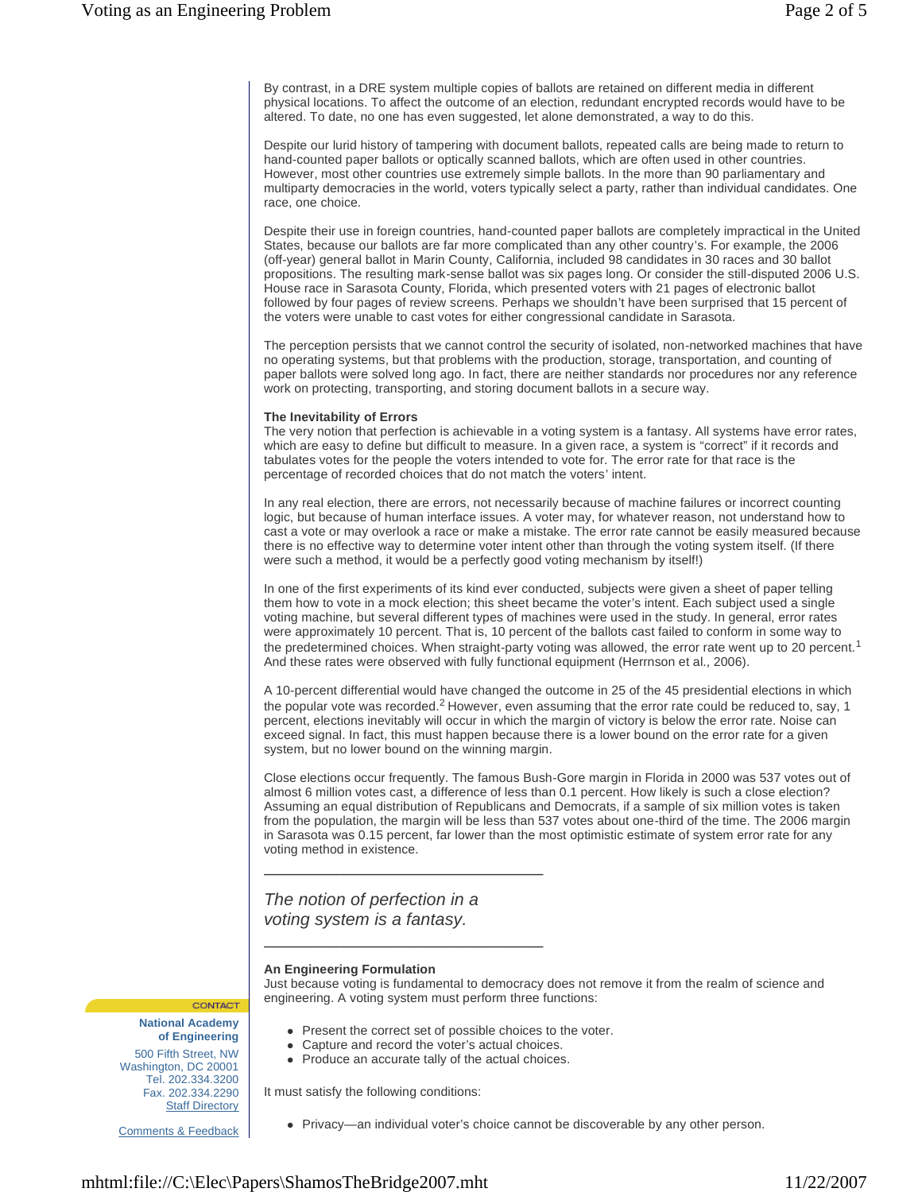By contrast, in a DRE system multiple copies of ballots are retained on different media in different physical locations. To affect the outcome of an election, redundant encrypted records would have to be altered. To date, no one has even suggested, let alone demonstrated, a way to do this.

Despite our lurid history of tampering with document ballots, repeated calls are being made to return to hand-counted paper ballots or optically scanned ballots, which are often used in other countries. However, most other countries use extremely simple ballots. In the more than 90 parliamentary and multiparty democracies in the world, voters typically select a party, rather than individual candidates. One race, one choice.

Despite their use in foreign countries, hand-counted paper ballots are completely impractical in the United States, because our ballots are far more complicated than any other country's. For example, the 2006 (off-year) general ballot in Marin County, California, included 98 candidates in 30 races and 30 ballot propositions. The resulting mark-sense ballot was six pages long. Or consider the still-disputed 2006 U.S. House race in Sarasota County, Florida, which presented voters with 21 pages of electronic ballot followed by four pages of review screens. Perhaps we shouldn't have been surprised that 15 percent of the voters were unable to cast votes for either congressional candidate in Sarasota.

The perception persists that we cannot control the security of isolated, non-networked machines that have no operating systems, but that problems with the production, storage, transportation, and counting of paper ballots were solved long ago. In fact, there are neither standards nor procedures nor any reference work on protecting, transporting, and storing document ballots in a secure way.

**The Inevitability of Errors**

The very notion that perfection is achievable in a voting system is a fantasy. All systems have error rates, which are easy to define but difficult to measure. In a given race, a system is "correct" if it records and tabulates votes for the people the voters intended to vote for. The error rate for that race is the percentage of recorded choices that do not match the voters' intent.

In any real election, there are errors, not necessarily because of machine failures or incorrect counting logic, but because of human interface issues. A voter may, for whatever reason, not understand how to cast a vote or may overlook a race or make a mistake. The error rate cannot be easily measured because there is no effective way to determine voter intent other than through the voting system itself. (If there were such a method, it would be a perfectly good voting mechanism by itself!)

In one of the first experiments of its kind ever conducted, subjects were given a sheet of paper telling them how to vote in a mock election; this sheet became the voter's intent. Each subject used a single voting machine, but several different types of machines were used in the study. In general, error rates were approximately 10 percent. That is, 10 percent of the ballots cast failed to conform in some way to the predetermined choices. When straight-party voting was allowed, the error rate went up to 20 percent.[1] And these rates were observed with fully functional equipment (Herrnson et al., 2006).

A 10-percent differential would have changed the outcome in 25 of the 45 presidential elections in which the popular vote was recorded.[2] However, even assuming that the error rate could be reduced to, say, 1 percent, elections inevitably will occur in which the margin of victory is below the error rate. Noise can exceed signal. In fact, this must happen because there is a lower bound on the error rate for a given system, but no lower bound on the winning margin.

Close elections occur frequently. The famous Bush-Gore margin in Florida in 2000 was 537 votes out of almost 6 million votes cast, a difference of less than 0.1 percent. How likely is such a close election? Assuming an equal distribution of Republicans and Democrats, if a sample of six million votes is taken from the population, the margin will be less than 537 votes about one-third of the time. The 2006 margin in Sarasota was 0.15 percent, far lower than the most optimistic estimate of system error rate for any voting method in existence.

---

*The notion of perfection in a voting system is a fantasy.*

---

**An Engineering Formulation**

Just because voting is fundamental to democracy does not remove it from the realm of science and engineering. A voting system must perform three functions:

- Present the correct set of possible choices to the voter.
- Capture and record the voter's actual choices.
- Produce an accurate tally of the actual choices.

It must satisfy the following conditions:

- Privacy—an individual voter's choice cannot be discoverable by any other person.

CONTACT

**National Academy of Engineering**

500 Fifth Street, NW
Washington, DC 20001
Tel. 202.334.3200
Fax. 202.334.2290
Staff Directory

Comments & Feedback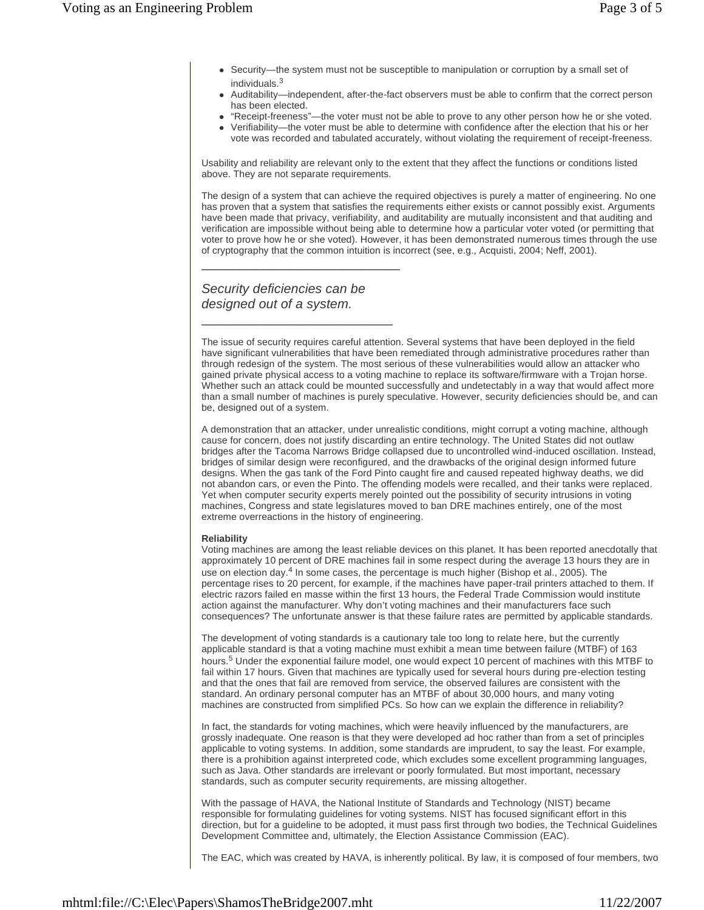- Security—the system must not be susceptible to manipulation or corruption by a small set of individuals.[3]
- Auditability—independent, after-the-fact observers must be able to confirm that the correct person has been elected.
- "Receipt-freeness"—the voter must not be able to prove to any other person how he or she voted.
- Verifiability—the voter must be able to determine with confidence after the election that his or her vote was recorded and tabulated accurately, without violating the requirement of receipt-freeness.

Usability and reliability are relevant only to the extent that they affect the functions or conditions listed above. They are not separate requirements.

The design of a system that can achieve the required objectives is purely a matter of engineering. No one has proven that a system that satisfies the requirements either exists or cannot possibly exist. Arguments have been made that privacy, verifiability, and auditability are mutually inconsistent and that auditing and verification are impossible without being able to determine how a particular voter voted (or permitting that voter to prove how he or she voted). However, it has been demonstrated numerous times through the use of cryptography that the common intuition is incorrect (see, e.g., Acquisti, 2004; Neff, 2001).

---

*Security deficiencies can be designed out of a system.*

---

The issue of security requires careful attention. Several systems that have been deployed in the field have significant vulnerabilities that have been remediated through administrative procedures rather than through redesign of the system. The most serious of these vulnerabilities would allow an attacker who gained private physical access to a voting machine to replace its software/firmware with a Trojan horse. Whether such an attack could be mounted successfully and undetectably in a way that would affect more than a small number of machines is purely speculative. However, security deficiencies should be, and can be, designed out of a system.

A demonstration that an attacker, under unrealistic conditions, might corrupt a voting machine, although cause for concern, does not justify discarding an entire technology. The United States did not outlaw bridges after the Tacoma Narrows Bridge collapsed due to uncontrolled wind-induced oscillation. Instead, bridges of similar design were reconfigured, and the drawbacks of the original design informed future designs. When the gas tank of the Ford Pinto caught fire and caused repeated highway deaths, we did not abandon cars, or even the Pinto. The offending models were recalled, and their tanks were replaced. Yet when computer security experts merely pointed out the possibility of security intrusions in voting machines, Congress and state legislatures moved to ban DRE machines entirely, one of the most extreme overreactions in the history of engineering.

**Reliability**

Voting machines are among the least reliable devices on this planet. It has been reported anecdotally that approximately 10 percent of DRE machines fail in some respect during the average 13 hours they are in use on election day.[4] In some cases, the percentage is much higher (Bishop et al., 2005). The percentage rises to 20 percent, for example, if the machines have paper-trail printers attached to them. If electric razors failed en masse within the first 13 hours, the Federal Trade Commission would institute action against the manufacturer. Why don't voting machines and their manufacturers face such consequences? The unfortunate answer is that these failure rates are permitted by applicable standards.

The development of voting standards is a cautionary tale too long to relate here, but the currently applicable standard is that a voting machine must exhibit a mean time between failure (MTBF) of 163 hours.[5] Under the exponential failure model, one would expect 10 percent of machines with this MTBF to fail within 17 hours. Given that machines are typically used for several hours during pre-election testing and that the ones that fail are removed from service, the observed failures are consistent with the standard. An ordinary personal computer has an MTBF of about 30,000 hours, and many voting machines are constructed from simplified PCs. So how can we explain the difference in reliability?

In fact, the standards for voting machines, which were heavily influenced by the manufacturers, are grossly inadequate. One reason is that they were developed ad hoc rather than from a set of principles applicable to voting systems. In addition, some standards are imprudent, to say the least. For example, there is a prohibition against interpreted code, which excludes some excellent programming languages, such as Java. Other standards are irrelevant or poorly formulated. But most important, necessary standards, such as computer security requirements, are missing altogether.

With the passage of HAVA, the National Institute of Standards and Technology (NIST) became responsible for formulating guidelines for voting systems. NIST has focused significant effort in this direction, but for a guideline to be adopted, it must pass first through two bodies, the Technical Guidelines Development Committee and, ultimately, the Election Assistance Commission (EAC).

The EAC, which was created by HAVA, is inherently political. By law, it is composed of four members, two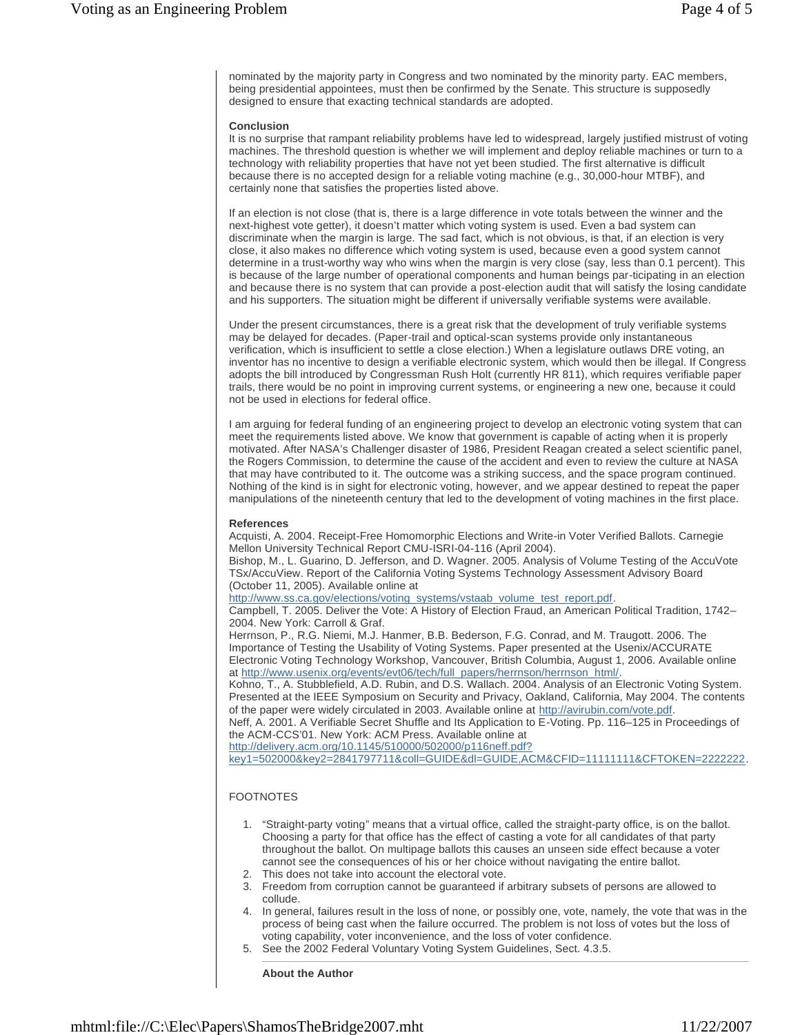nominated by the majority party in Congress and two nominated by the minority party. EAC members, being presidential appointees, must then be confirmed by the Senate. This structure is supposedly designed to ensure that exacting technical standards are adopted.

**Conclusion**

It is no surprise that rampant reliability problems have led to widespread, largely justified mistrust of voting machines. The threshold question is whether we will implement and deploy reliable machines or turn to a technology with reliability properties that have not yet been studied. The first alternative is difficult because there is no accepted design for a reliable voting machine (e.g., 30,000-hour MTBF), and certainly none that satisfies the properties listed above.

If an election is not close (that is, there is a large difference in vote totals between the winner and the next-highest vote getter), it doesn't matter which voting system is used. Even a bad system can discriminate when the margin is large. The sad fact, which is not obvious, is that, if an election is very close, it also makes no difference which voting system is used, because even a good system cannot determine in a trust-worthy way who wins when the margin is very close (say, less than 0.1 percent). This is because of the large number of operational components and human beings par-ticipating in an election and because there is no system that can provide a post-election audit that will satisfy the losing candidate and his supporters. The situation might be different if universally verifiable systems were available.

Under the present circumstances, there is a great risk that the development of truly verifiable systems may be delayed for decades. (Paper-trail and optical-scan systems provide only instantaneous verification, which is insufficient to settle a close election.) When a legislature outlaws DRE voting, an inventor has no incentive to design a verifiable electronic system, which would then be illegal. If Congress adopts the bill introduced by Congressman Rush Holt (currently HR 811), which requires verifiable paper trails, there would be no point in improving current systems, or engineering a new one, because it could not be used in elections for federal office.

I am arguing for federal funding of an engineering project to develop an electronic voting system that can meet the requirements listed above. We know that government is capable of acting when it is properly motivated. After NASA's Challenger disaster of 1986, President Reagan created a select scientific panel, the Rogers Commission, to determine the cause of the accident and even to review the culture at NASA that may have contributed to it. The outcome was a striking success, and the space program continued. Nothing of the kind is in sight for electronic voting, however, and we appear destined to repeat the paper manipulations of the nineteenth century that led to the development of voting machines in the first place.

**References**

Acquisti, A. 2004. Receipt-Free Homomorphic Elections and Write-in Voter Verified Ballots. Carnegie Mellon University Technical Report CMU-ISRI-04-116 (April 2004).

Bishop, M., L. Guarino, D. Jefferson, and D. Wagner. 2005. Analysis of Volume Testing of the AccuVote TSx/AccuView. Report of the California Voting Systems Technology Assessment Advisory Board (October 11, 2005). Available online at http://www.ss.ca.gov/elections/voting_systems/vstaab_volume_test_report.pdf.

Campbell, T. 2005. Deliver the Vote: A History of Election Fraud, an American Political Tradition, 1742–2004. New York: Carroll & Graf.

Herrnson, P., R.G. Niemi, M.J. Hanmer, B.B. Bederson, F.G. Conrad, and M. Traugott. 2006. The Importance of Testing the Usability of Voting Systems. Paper presented at the Usenix/ACCURATE Electronic Voting Technology Workshop, Vancouver, British Columbia, August 1, 2006. Available online at http://www.usenix.org/events/evt06/tech/full_papers/herrnson/herrnson_html/.

Kohno, T., A. Stubblefield, A.D. Rubin, and D.S. Wallach. 2004. Analysis of an Electronic Voting System. Presented at the IEEE Symposium on Security and Privacy, Oakland, California, May 2004. The contents of the paper were widely circulated in 2003. Available online at http://avirubin.com/vote.pdf.

Neff, A. 2001. A Verifiable Secret Shuffle and Its Application to E-Voting. Pp. 116–125 in Proceedings of the ACM-CCS'01. New York: ACM Press. Available online at http://delivery.acm.org/10.1145/510000/502000/p116neff.pdf?key1=502000&key2=2841797711&coll=GUIDE&dl=GUIDE,ACM&CFID=11111111&CFTOKEN=2222222.

FOOTNOTES

1. "Straight-party voting" means that a virtual office, called the straight-party office, is on the ballot. Choosing a party for that office has the effect of casting a vote for all candidates of that party throughout the ballot. On multipage ballots this causes an unseen side effect because a voter cannot see the consequences of his or her choice without navigating the entire ballot.
2. This does not take into account the electoral vote.
3. Freedom from corruption cannot be guaranteed if arbitrary subsets of persons are allowed to collude.
4. In general, failures result in the loss of none, or possibly one, vote, namely, the vote that was in the process of being cast when the failure occurred. The problem is not loss of votes but the loss of voting capability, voter inconvenience, and the loss of voter confidence.
5. See the 2002 Federal Voluntary Voting System Guidelines, Sect. 4.3.5.

**About the Author**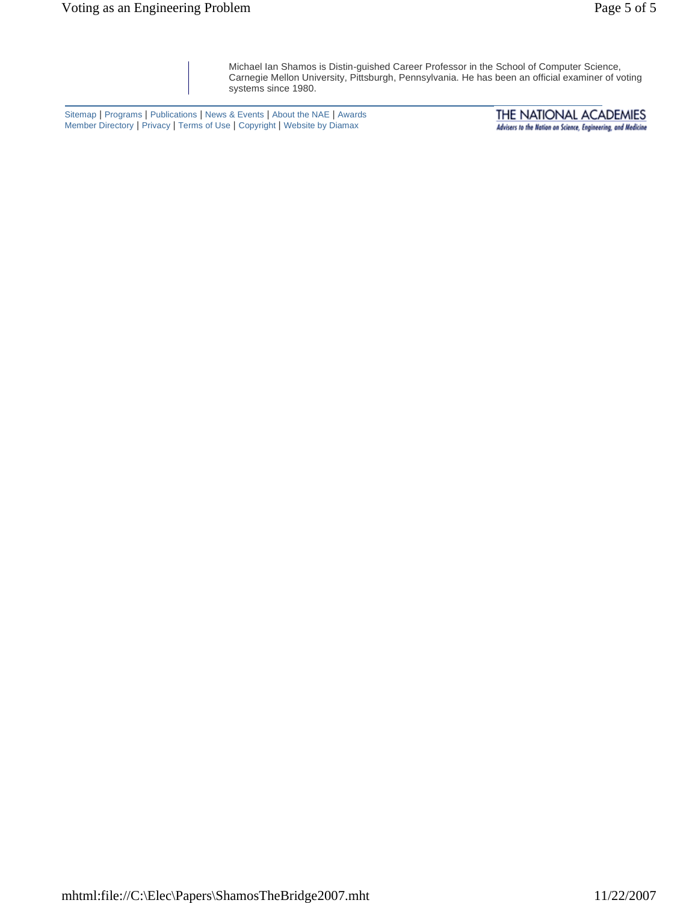Michael Ian Shamos is Distin-guished Career Professor in the School of Computer Science, Carnegie Mellon University, Pittsburgh, Pennsylvania. He has been an official examiner of voting systems since 1980.

Sitemap | Programs | Publications | News & Events | About the NAE | Awards
Member Directory | Privacy | Terms of Use | Copyright | Website by Diamax

THE NATIONAL ACADEMIES
Advisers to the Nation on Science, Engineering, and Medicine